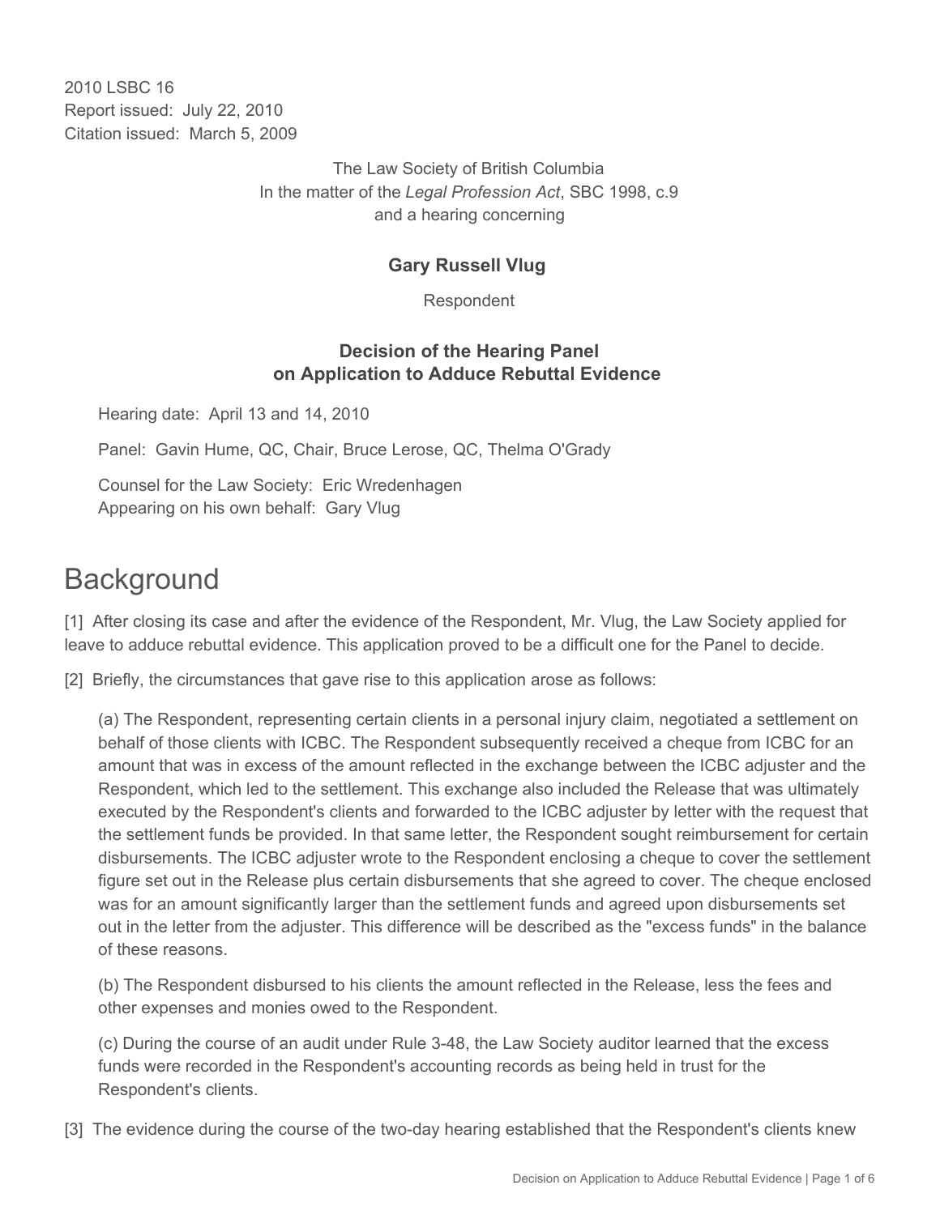2010 LSBC 16
Report issued: July 22, 2010
Citation issued: March 5, 2009

The Law Society of British Columbia
In the matter of the *Legal Profession Act*, SBC 1998, c.9
and a hearing concerning

**Gary Russell Vlug**

Respondent

**Decision of the Hearing Panel**
**on Application to Adduce Rebuttal Evidence**

Hearing date: April 13 and 14, 2010

Panel: Gavin Hume, QC, Chair, Bruce Lerose, QC, Thelma O'Grady

Counsel for the Law Society: Eric Wredenhagen
Appearing on his own behalf: Gary Vlug

# Background

[1] After closing its case and after the evidence of the Respondent, Mr. Vlug, the Law Society applied for leave to adduce rebuttal evidence. This application proved to be a difficult one for the Panel to decide.

[2] Briefly, the circumstances that gave rise to this application arose as follows:

(a) The Respondent, representing certain clients in a personal injury claim, negotiated a settlement on behalf of those clients with ICBC. The Respondent subsequently received a cheque from ICBC for an amount that was in excess of the amount reflected in the exchange between the ICBC adjuster and the Respondent, which led to the settlement. This exchange also included the Release that was ultimately executed by the Respondent's clients and forwarded to the ICBC adjuster by letter with the request that the settlement funds be provided. In that same letter, the Respondent sought reimbursement for certain disbursements. The ICBC adjuster wrote to the Respondent enclosing a cheque to cover the settlement figure set out in the Release plus certain disbursements that she agreed to cover. The cheque enclosed was for an amount significantly larger than the settlement funds and agreed upon disbursements set out in the letter from the adjuster. This difference will be described as the "excess funds" in the balance of these reasons.

(b) The Respondent disbursed to his clients the amount reflected in the Release, less the fees and other expenses and monies owed to the Respondent.

(c) During the course of an audit under Rule 3-48, the Law Society auditor learned that the excess funds were recorded in the Respondent's accounting records as being held in trust for the Respondent's clients.

[3] The evidence during the course of the two-day hearing established that the Respondent's clients knew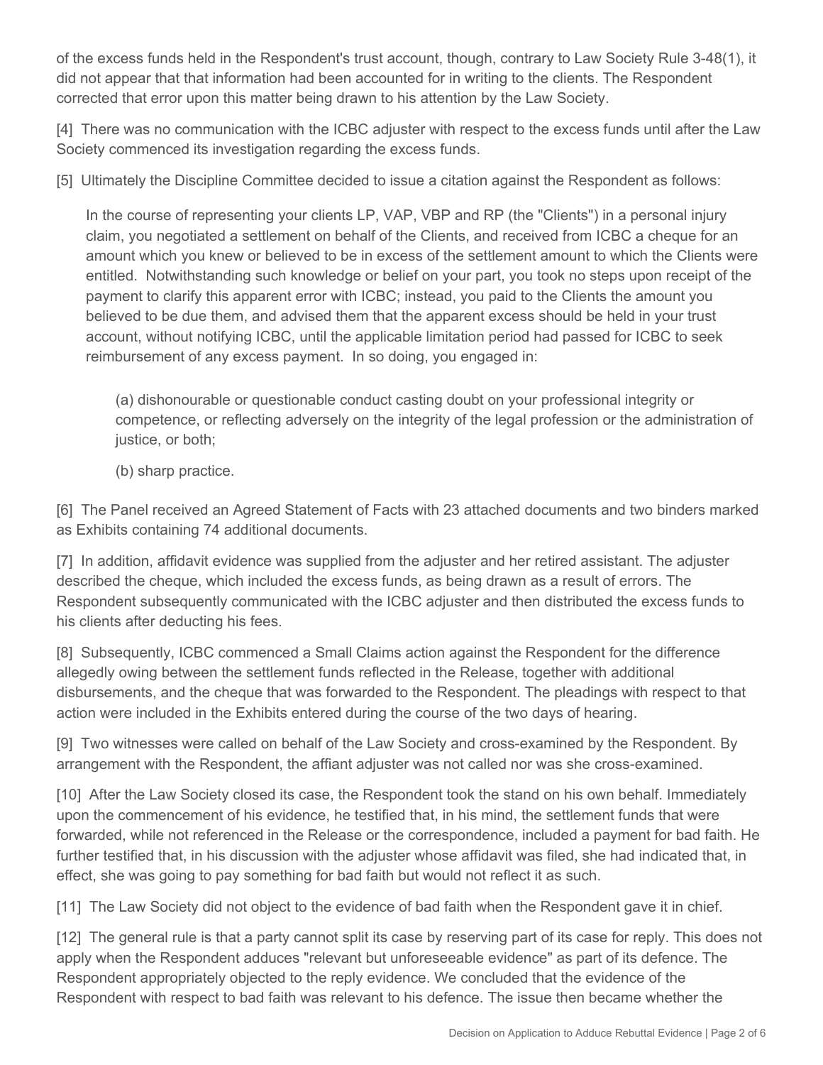of the excess funds held in the Respondent's trust account, though, contrary to Law Society Rule 3-48(1), it did not appear that that information had been accounted for in writing to the clients. The Respondent corrected that error upon this matter being drawn to his attention by the Law Society.

[4] There was no communication with the ICBC adjuster with respect to the excess funds until after the Law Society commenced its investigation regarding the excess funds.

[5] Ultimately the Discipline Committee decided to issue a citation against the Respondent as follows:

> In the course of representing your clients LP, VAP, VBP and RP (the "Clients") in a personal injury claim, you negotiated a settlement on behalf of the Clients, and received from ICBC a cheque for an amount which you knew or believed to be in excess of the settlement amount to which the Clients were entitled. Notwithstanding such knowledge or belief on your part, you took no steps upon receipt of the payment to clarify this apparent error with ICBC; instead, you paid to the Clients the amount you believed to be due them, and advised them that the apparent excess should be held in your trust account, without notifying ICBC, until the applicable limitation period had passed for ICBC to seek reimbursement of any excess payment. In so doing, you engaged in:
>
> (a) dishonourable or questionable conduct casting doubt on your professional integrity or competence, or reflecting adversely on the integrity of the legal profession or the administration of justice, or both;
>
> (b) sharp practice.

[6] The Panel received an Agreed Statement of Facts with 23 attached documents and two binders marked as Exhibits containing 74 additional documents.

[7] In addition, affidavit evidence was supplied from the adjuster and her retired assistant. The adjuster described the cheque, which included the excess funds, as being drawn as a result of errors. The Respondent subsequently communicated with the ICBC adjuster and then distributed the excess funds to his clients after deducting his fees.

[8] Subsequently, ICBC commenced a Small Claims action against the Respondent for the difference allegedly owing between the settlement funds reflected in the Release, together with additional disbursements, and the cheque that was forwarded to the Respondent. The pleadings with respect to that action were included in the Exhibits entered during the course of the two days of hearing.

[9] Two witnesses were called on behalf of the Law Society and cross-examined by the Respondent. By arrangement with the Respondent, the affiant adjuster was not called nor was she cross-examined.

[10] After the Law Society closed its case, the Respondent took the stand on his own behalf. Immediately upon the commencement of his evidence, he testified that, in his mind, the settlement funds that were forwarded, while not referenced in the Release or the correspondence, included a payment for bad faith. He further testified that, in his discussion with the adjuster whose affidavit was filed, she had indicated that, in effect, she was going to pay something for bad faith but would not reflect it as such.

[11] The Law Society did not object to the evidence of bad faith when the Respondent gave it in chief.

[12] The general rule is that a party cannot split its case by reserving part of its case for reply. This does not apply when the Respondent adduces "relevant but unforeseeable evidence" as part of its defence. The Respondent appropriately objected to the reply evidence. We concluded that the evidence of the Respondent with respect to bad faith was relevant to his defence. The issue then became whether the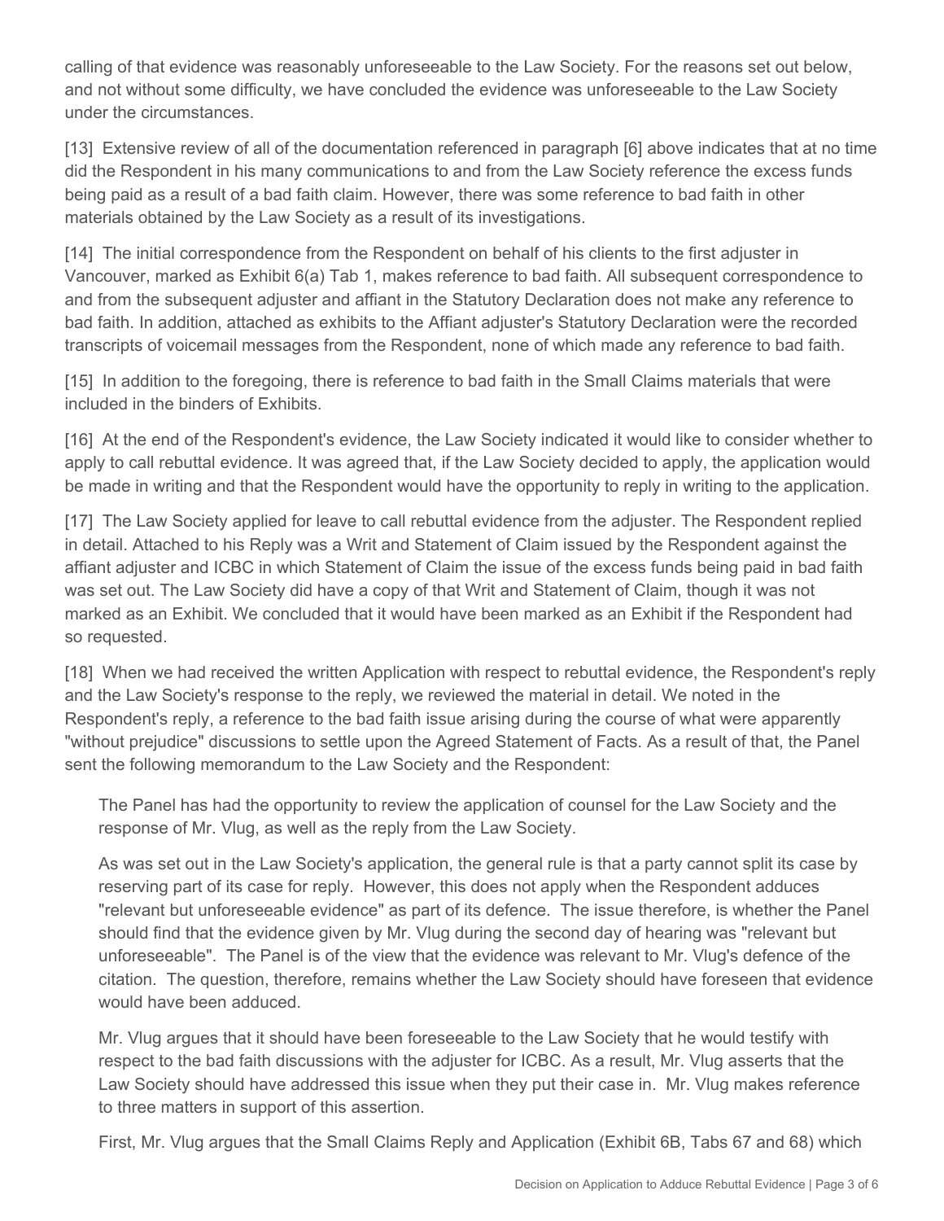calling of that evidence was reasonably unforeseeable to the Law Society. For the reasons set out below, and not without some difficulty, we have concluded the evidence was unforeseeable to the Law Society under the circumstances.

[13] Extensive review of all of the documentation referenced in paragraph [6] above indicates that at no time did the Respondent in his many communications to and from the Law Society reference the excess funds being paid as a result of a bad faith claim. However, there was some reference to bad faith in other materials obtained by the Law Society as a result of its investigations.

[14] The initial correspondence from the Respondent on behalf of his clients to the first adjuster in Vancouver, marked as Exhibit 6(a) Tab 1, makes reference to bad faith. All subsequent correspondence to and from the subsequent adjuster and affiant in the Statutory Declaration does not make any reference to bad faith. In addition, attached as exhibits to the Affiant adjuster's Statutory Declaration were the recorded transcripts of voicemail messages from the Respondent, none of which made any reference to bad faith.

[15] In addition to the foregoing, there is reference to bad faith in the Small Claims materials that were included in the binders of Exhibits.

[16] At the end of the Respondent's evidence, the Law Society indicated it would like to consider whether to apply to call rebuttal evidence. It was agreed that, if the Law Society decided to apply, the application would be made in writing and that the Respondent would have the opportunity to reply in writing to the application.

[17] The Law Society applied for leave to call rebuttal evidence from the adjuster. The Respondent replied in detail. Attached to his Reply was a Writ and Statement of Claim issued by the Respondent against the affiant adjuster and ICBC in which Statement of Claim the issue of the excess funds being paid in bad faith was set out. The Law Society did have a copy of that Writ and Statement of Claim, though it was not marked as an Exhibit. We concluded that it would have been marked as an Exhibit if the Respondent had so requested.

[18] When we had received the written Application with respect to rebuttal evidence, the Respondent's reply and the Law Society's response to the reply, we reviewed the material in detail. We noted in the Respondent's reply, a reference to the bad faith issue arising during the course of what were apparently "without prejudice" discussions to settle upon the Agreed Statement of Facts. As a result of that, the Panel sent the following memorandum to the Law Society and the Respondent:

> The Panel has had the opportunity to review the application of counsel for the Law Society and the response of Mr. Vlug, as well as the reply from the Law Society.
>
> As was set out in the Law Society's application, the general rule is that a party cannot split its case by reserving part of its case for reply. However, this does not apply when the Respondent adduces "relevant but unforeseeable evidence" as part of its defence. The issue therefore, is whether the Panel should find that the evidence given by Mr. Vlug during the second day of hearing was "relevant but unforeseeable". The Panel is of the view that the evidence was relevant to Mr. Vlug's defence of the citation. The question, therefore, remains whether the Law Society should have foreseen that evidence would have been adduced.
>
> Mr. Vlug argues that it should have been foreseeable to the Law Society that he would testify with respect to the bad faith discussions with the adjuster for ICBC. As a result, Mr. Vlug asserts that the Law Society should have addressed this issue when they put their case in. Mr. Vlug makes reference to three matters in support of this assertion.
>
> First, Mr. Vlug argues that the Small Claims Reply and Application (Exhibit 6B, Tabs 67 and 68) which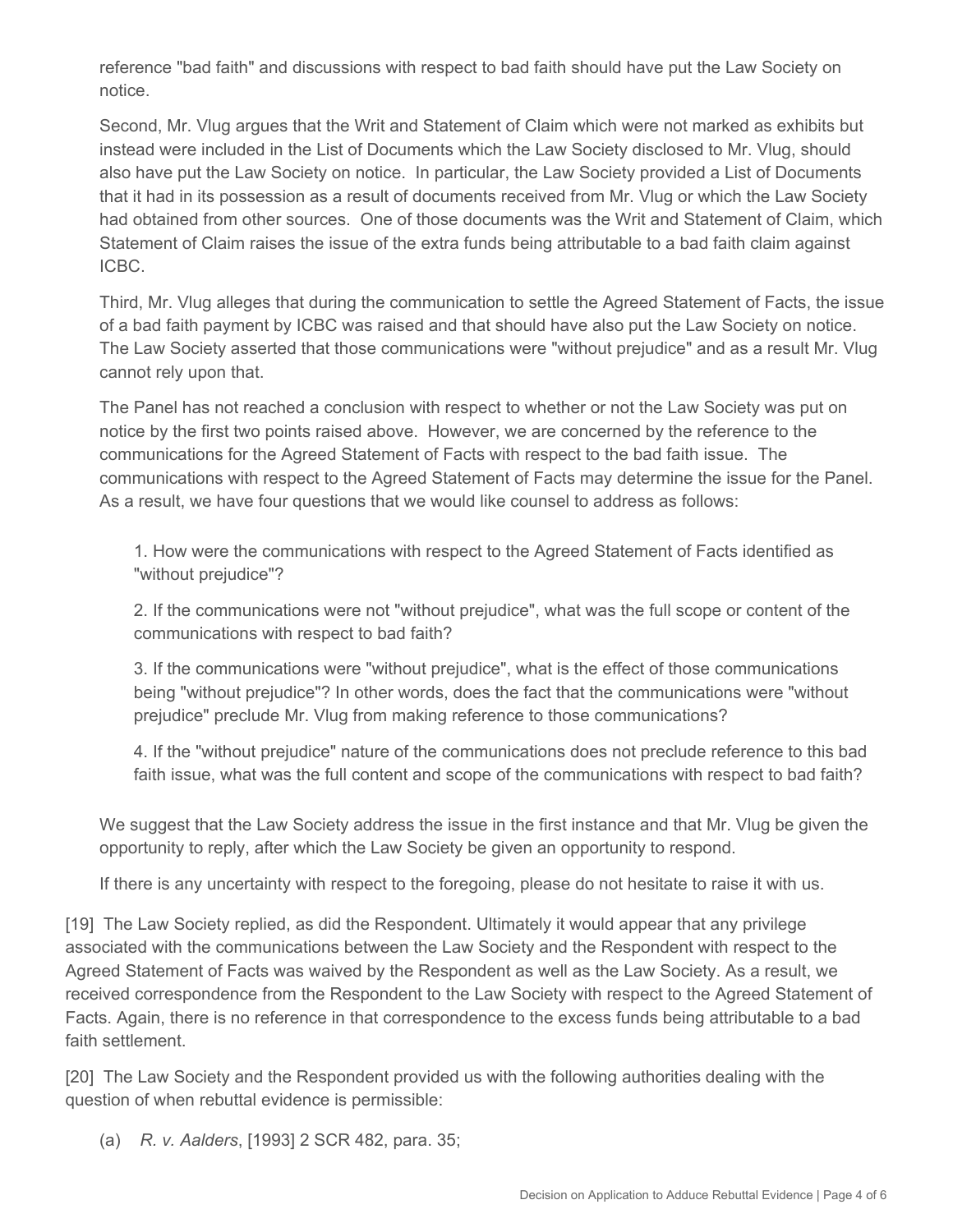reference "bad faith" and discussions with respect to bad faith should have put the Law Society on notice.

Second, Mr. Vlug argues that the Writ and Statement of Claim which were not marked as exhibits but instead were included in the List of Documents which the Law Society disclosed to Mr. Vlug, should also have put the Law Society on notice. In particular, the Law Society provided a List of Documents that it had in its possession as a result of documents received from Mr. Vlug or which the Law Society had obtained from other sources. One of those documents was the Writ and Statement of Claim, which Statement of Claim raises the issue of the extra funds being attributable to a bad faith claim against ICBC.

Third, Mr. Vlug alleges that during the communication to settle the Agreed Statement of Facts, the issue of a bad faith payment by ICBC was raised and that should have also put the Law Society on notice. The Law Society asserted that those communications were "without prejudice" and as a result Mr. Vlug cannot rely upon that.

The Panel has not reached a conclusion with respect to whether or not the Law Society was put on notice by the first two points raised above. However, we are concerned by the reference to the communications for the Agreed Statement of Facts with respect to the bad faith issue. The communications with respect to the Agreed Statement of Facts may determine the issue for the Panel. As a result, we have four questions that we would like counsel to address as follows:

> 1. How were the communications with respect to the Agreed Statement of Facts identified as "without prejudice"?
>
> 2. If the communications were not "without prejudice", what was the full scope or content of the communications with respect to bad faith?
>
> 3. If the communications were "without prejudice", what is the effect of those communications being "without prejudice"? In other words, does the fact that the communications were "without prejudice" preclude Mr. Vlug from making reference to those communications?
>
> 4. If the "without prejudice" nature of the communications does not preclude reference to this bad faith issue, what was the full content and scope of the communications with respect to bad faith?

We suggest that the Law Society address the issue in the first instance and that Mr. Vlug be given the opportunity to reply, after which the Law Society be given an opportunity to respond.

If there is any uncertainty with respect to the foregoing, please do not hesitate to raise it with us.

[19] The Law Society replied, as did the Respondent. Ultimately it would appear that any privilege associated with the communications between the Law Society and the Respondent with respect to the Agreed Statement of Facts was waived by the Respondent as well as the Law Society. As a result, we received correspondence from the Respondent to the Law Society with respect to the Agreed Statement of Facts. Again, there is no reference in that correspondence to the excess funds being attributable to a bad faith settlement.

[20] The Law Society and the Respondent provided us with the following authorities dealing with the question of when rebuttal evidence is permissible:

(a) *R. v. Aalders*, [1993] 2 SCR 482, para. 35;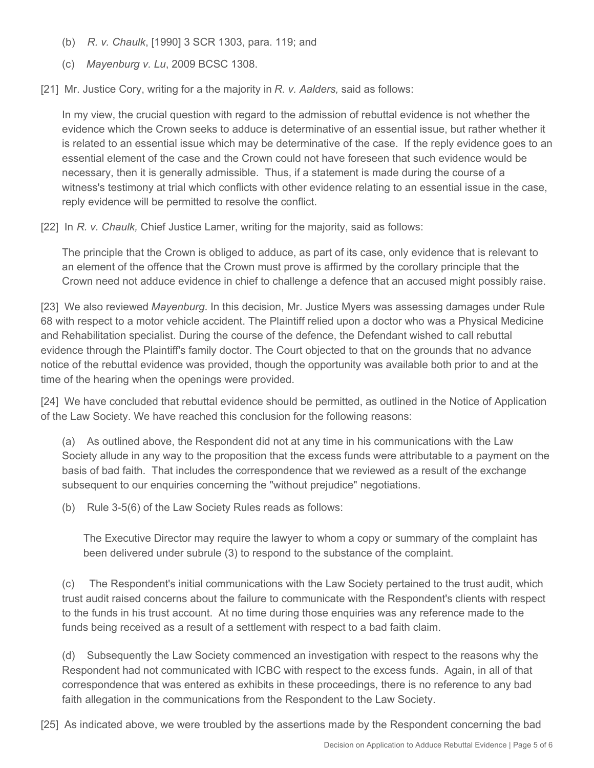(b) *R. v. Chaulk*, [1990] 3 SCR 1303, para. 119; and

(c) *Mayenburg v. Lu*, 2009 BCSC 1308.

[21] Mr. Justice Cory, writing for a the majority in *R. v. Aalders,* said as follows:

> In my view, the crucial question with regard to the admission of rebuttal evidence is not whether the evidence which the Crown seeks to adduce is determinative of an essential issue, but rather whether it is related to an essential issue which may be determinative of the case. If the reply evidence goes to an essential element of the case and the Crown could not have foreseen that such evidence would be necessary, then it is generally admissible. Thus, if a statement is made during the course of a witness's testimony at trial which conflicts with other evidence relating to an essential issue in the case, reply evidence will be permitted to resolve the conflict.

[22] In *R. v. Chaulk,* Chief Justice Lamer, writing for the majority, said as follows:

> The principle that the Crown is obliged to adduce, as part of its case, only evidence that is relevant to an element of the offence that the Crown must prove is affirmed by the corollary principle that the Crown need not adduce evidence in chief to challenge a defence that an accused might possibly raise.

[23] We also reviewed *Mayenburg*. In this decision, Mr. Justice Myers was assessing damages under Rule 68 with respect to a motor vehicle accident. The Plaintiff relied upon a doctor who was a Physical Medicine and Rehabilitation specialist. During the course of the defence, the Defendant wished to call rebuttal evidence through the Plaintiff's family doctor. The Court objected to that on the grounds that no advance notice of the rebuttal evidence was provided, though the opportunity was available both prior to and at the time of the hearing when the openings were provided.

[24] We have concluded that rebuttal evidence should be permitted, as outlined in the Notice of Application of the Law Society. We have reached this conclusion for the following reasons:

(a) As outlined above, the Respondent did not at any time in his communications with the Law Society allude in any way to the proposition that the excess funds were attributable to a payment on the basis of bad faith. That includes the correspondence that we reviewed as a result of the exchange subsequent to our enquiries concerning the "without prejudice" negotiations.

(b) Rule 3-5(6) of the Law Society Rules reads as follows:

> The Executive Director may require the lawyer to whom a copy or summary of the complaint has been delivered under subrule (3) to respond to the substance of the complaint.

(c) The Respondent's initial communications with the Law Society pertained to the trust audit, which trust audit raised concerns about the failure to communicate with the Respondent's clients with respect to the funds in his trust account. At no time during those enquiries was any reference made to the funds being received as a result of a settlement with respect to a bad faith claim.

(d) Subsequently the Law Society commenced an investigation with respect to the reasons why the Respondent had not communicated with ICBC with respect to the excess funds. Again, in all of that correspondence that was entered as exhibits in these proceedings, there is no reference to any bad faith allegation in the communications from the Respondent to the Law Society.

[25] As indicated above, we were troubled by the assertions made by the Respondent concerning the bad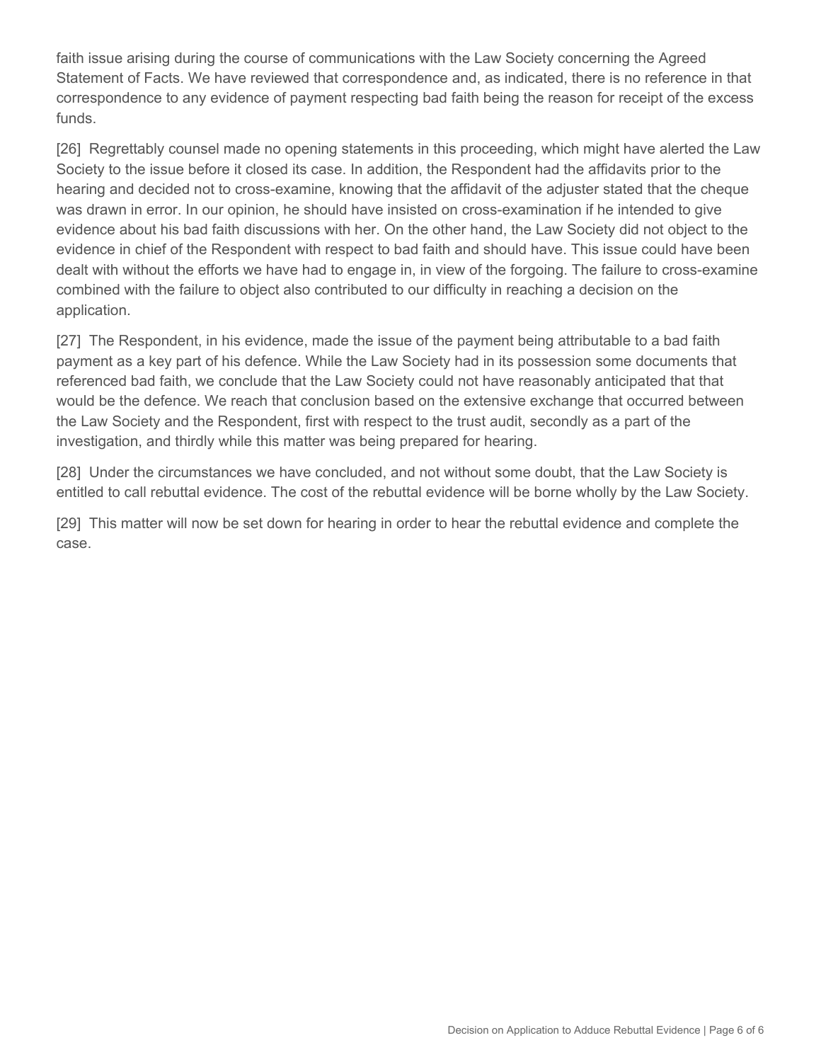faith issue arising during the course of communications with the Law Society concerning the Agreed Statement of Facts. We have reviewed that correspondence and, as indicated, there is no reference in that correspondence to any evidence of payment respecting bad faith being the reason for receipt of the excess funds.

[26] Regrettably counsel made no opening statements in this proceeding, which might have alerted the Law Society to the issue before it closed its case. In addition, the Respondent had the affidavits prior to the hearing and decided not to cross-examine, knowing that the affidavit of the adjuster stated that the cheque was drawn in error. In our opinion, he should have insisted on cross-examination if he intended to give evidence about his bad faith discussions with her. On the other hand, the Law Society did not object to the evidence in chief of the Respondent with respect to bad faith and should have. This issue could have been dealt with without the efforts we have had to engage in, in view of the forgoing. The failure to cross-examine combined with the failure to object also contributed to our difficulty in reaching a decision on the application.

[27] The Respondent, in his evidence, made the issue of the payment being attributable to a bad faith payment as a key part of his defence. While the Law Society had in its possession some documents that referenced bad faith, we conclude that the Law Society could not have reasonably anticipated that that would be the defence. We reach that conclusion based on the extensive exchange that occurred between the Law Society and the Respondent, first with respect to the trust audit, secondly as a part of the investigation, and thirdly while this matter was being prepared for hearing.

[28] Under the circumstances we have concluded, and not without some doubt, that the Law Society is entitled to call rebuttal evidence. The cost of the rebuttal evidence will be borne wholly by the Law Society.

[29] This matter will now be set down for hearing in order to hear the rebuttal evidence and complete the case.